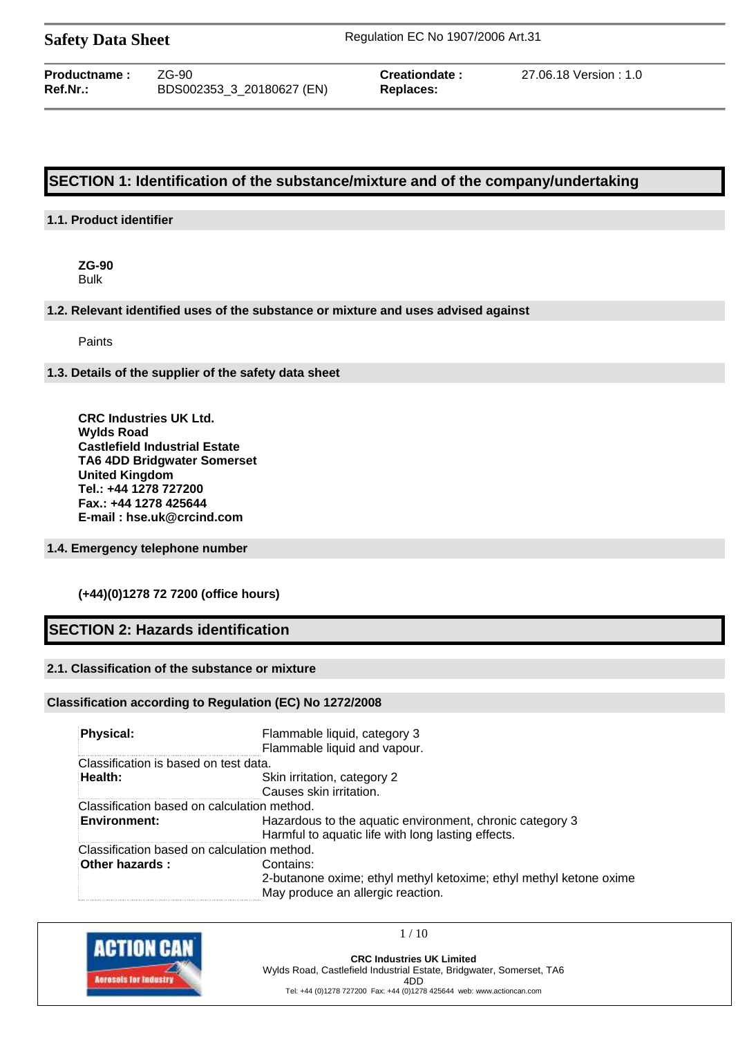| Productname : | ZG-90 | Creationdate : | 27.06.18 Version : 1.0 |
|---|---|---|---|
| Ref.Nr.: | BDS002353_3_20180627 (EN) | Replaces: | |

# SECTION 1: Identification of the substance/mixture and of the company/undertaking

## 1.1. Product identifier

**ZG-90**
Bulk

## 1.2. Relevant identified uses of the substance or mixture and uses advised against

Paints

## 1.3. Details of the supplier of the safety data sheet

**CRC Industries UK Ltd.**
**Wylds Road**
**Castlefield Industrial Estate**
**TA6 4DD Bridgwater Somerset**
**United Kingdom**
**Tel.: +44 1278 727200**
**Fax.: +44 1278 425644**
**E-mail : hse.uk@crcind.com**

## 1.4. Emergency telephone number

**(+44)(0)1278 72 7200 (office hours)**

# SECTION 2: Hazards identification

## 2.1. Classification of the substance or mixture

### Classification according to Regulation (EC) No 1272/2008

| | |
|---|---|
| **Physical:** | Flammable liquid, category 3<br>Flammable liquid and vapour. |
| Classification is based on test data. | |
| **Health:** | Skin irritation, category 2<br>Causes skin irritation. |
| Classification based on calculation method. | |
| **Environment:** | Hazardous to the aquatic environment, chronic category 3<br>Harmful to aquatic life with long lasting effects. |
| Classification based on calculation method. | |
| **Other hazards :** | Contains:<br>2-butanone oxime; ethyl methyl ketoxime; ethyl methyl ketone oxime<br>May produce an allergic reaction. |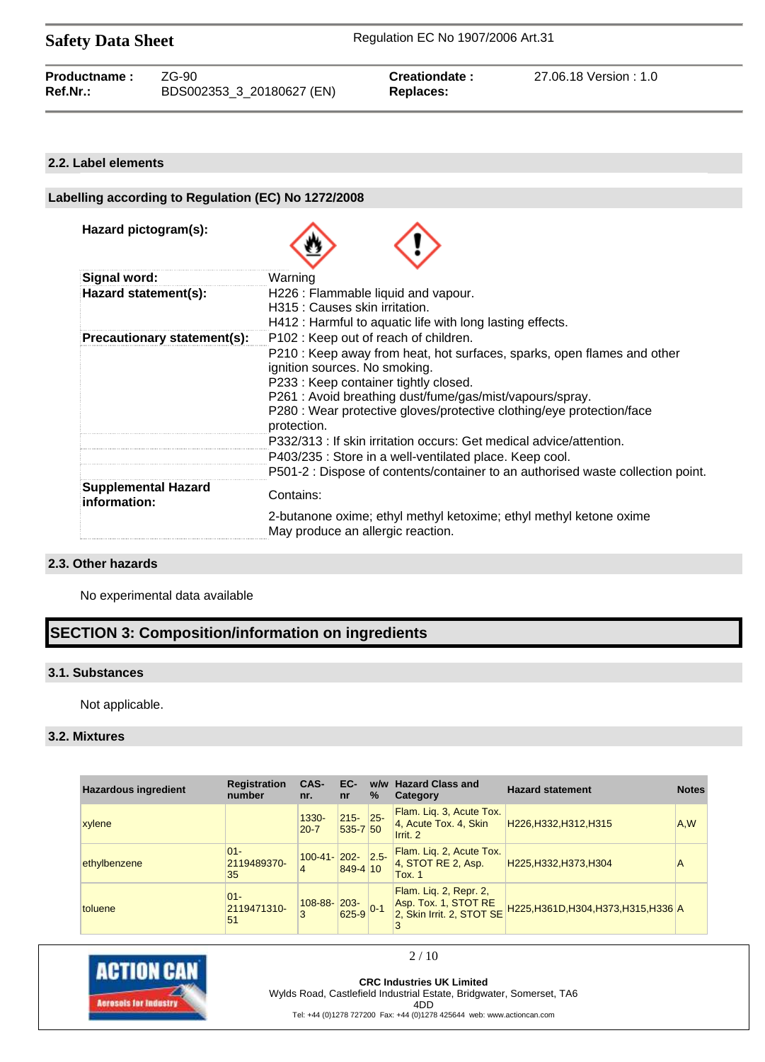### 2.2. Label elements

#### Labelling according to Regulation (EC) No 1272/2008

| | |
|---|---|
| **Hazard pictogram(s):** | |
| **Signal word:** | Warning |
| **Hazard statement(s):** | H226 : Flammable liquid and vapour.<br>H315 : Causes skin irritation.<br>H412 : Harmful to aquatic life with long lasting effects. |
| **Precautionary statement(s):** | P102 : Keep out of reach of children.<br>P210 : Keep away from heat, hot surfaces, sparks, open flames and other ignition sources. No smoking.<br>P233 : Keep container tightly closed.<br>P261 : Avoid breathing dust/fume/gas/mist/vapours/spray.<br>P280 : Wear protective gloves/protective clothing/eye protection/face protection.<br>P332/313 : If skin irritation occurs: Get medical advice/attention.<br>P403/235 : Store in a well-ventilated place. Keep cool.<br>P501-2 : Dispose of contents/container to an authorised waste collection point. |
| **Supplemental Hazard information:** | Contains:<br>2-butanone oxime; ethyl methyl ketoxime; ethyl methyl ketone oxime<br>May produce an allergic reaction. |

### 2.3. Other hazards

No experimental data available

## SECTION 3: Composition/information on ingredients

### 3.1. Substances

Not applicable.

### 3.2. Mixtures

| Hazardous ingredient | Registration number | CAS-nr. | EC-nr | w/w % | Hazard Class and Category | Hazard statement | Notes |
|---|---|---|---|---|---|---|---|
| xylene | | 1330-20-7 | 215-535-7 | 25-50 | Flam. Liq. 3, Acute Tox. 4, Acute Tox. 4, Skin Irrit. 2 | H226,H332,H312,H315 | A,W |
| ethylbenzene | 01-2119489370-35 | 100-41-4 | 202-849-4 | 2.5-10 | Flam. Liq. 2, Acute Tox. 4, STOT RE 2, Asp. Tox. 1 | H225,H332,H373,H304 | A |
| toluene | 01-2119471310-51 | 108-88-3 | 203-625-9 | 0-1 | Flam. Liq. 2, Repr. 2, Asp. Tox. 1, STOT RE 2, Skin Irrit. 2, STOT SE 3 | H225,H361D,H304,H373,H315,H336 | A |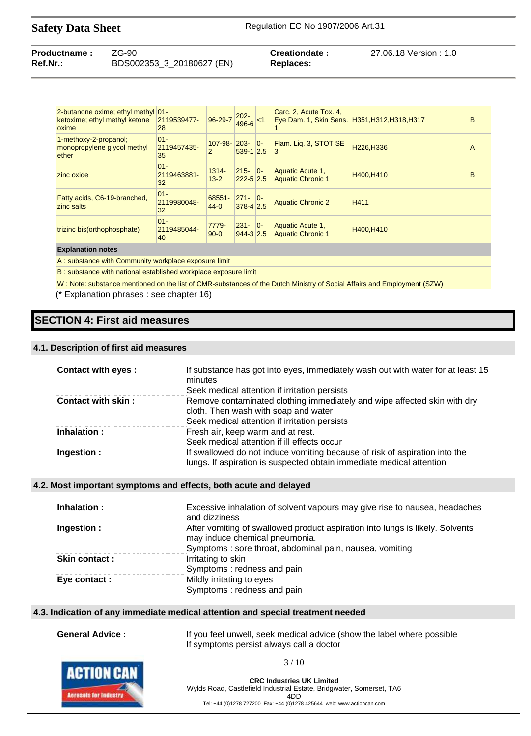| | | | | | | | |
|---|---|---|---|---|---|---|---|
| 2-butanone oxime; ethyl methyl ketoxime; ethyl methyl ketone oxime | 01-2119539477-28 | 96-29-7 | 202-496-6 | <1 | Carc. 2, Acute Tox. 4, Eye Dam. 1, Skin Sens. 1 | H351,H312,H318,H317 | B |
| 1-methoxy-2-propanol; monopropylene glycol methyl ether | 01-2119457435-35 | 107-98-2 | 203-539-1 | 0-2.5 | Flam. Liq. 3, STOT SE 3 | H226,H336 | A |
| zinc oxide | 01-2119463881-32 | 1314-13-2 | 215-222-5 | 0-2.5 | Aquatic Acute 1, Aquatic Chronic 1 | H400,H410 | B |
| Fatty acids, C6-19-branched, zinc salts | 01-2119980048-32 | 68551-44-0 | 271-378-4 | 0-2.5 | Aquatic Chronic 2 | H411 | |
| trizinc bis(orthophosphate) | 01-2119485044-40 | 7779-90-0 | 231-944-3 | 0-2.5 | Aquatic Acute 1, Aquatic Chronic 1 | H400,H410 | |

**Explanation notes**

A : substance with Community workplace exposure limit

B : substance with national established workplace exposure limit

W : Note: substance mentioned on the list of CMR-substances of the Dutch Ministry of Social Affairs and Employment (SZW)

(* Explanation phrases : see chapter 16)

## SECTION 4: First aid measures

### 4.1. Description of first aid measures

| | |
|---|---|
| **Contact with eyes :** | If substance has got into eyes, immediately wash out with water for at least 15 minutes<br>Seek medical attention if irritation persists |
| **Contact with skin :** | Remove contaminated clothing immediately and wipe affected skin with dry cloth. Then wash with soap and water<br>Seek medical attention if irritation persists |
| **Inhalation :** | Fresh air, keep warm and at rest.<br>Seek medical attention if ill effects occur |
| **Ingestion :** | If swallowed do not induce vomiting because of risk of aspiration into the lungs. If aspiration is suspected obtain immediate medical attention |

### 4.2. Most important symptoms and effects, both acute and delayed

| | |
|---|---|
| **Inhalation :** | Excessive inhalation of solvent vapours may give rise to nausea, headaches and dizziness |
| **Ingestion :** | After vomiting of swallowed product aspiration into lungs is likely. Solvents may induce chemical pneumonia.<br>Symptoms : sore throat, abdominal pain, nausea, vomiting |
| **Skin contact :** | Irritating to skin<br>Symptoms : redness and pain |
| **Eye contact :** | Mildly irritating to eyes<br>Symptoms : redness and pain |

### 4.3. Indication of any immediate medical attention and special treatment needed

| | |
|---|---|
| **General Advice :** | If you feel unwell, seek medical advice (show the label where possible<br>If symptoms persist always call a doctor |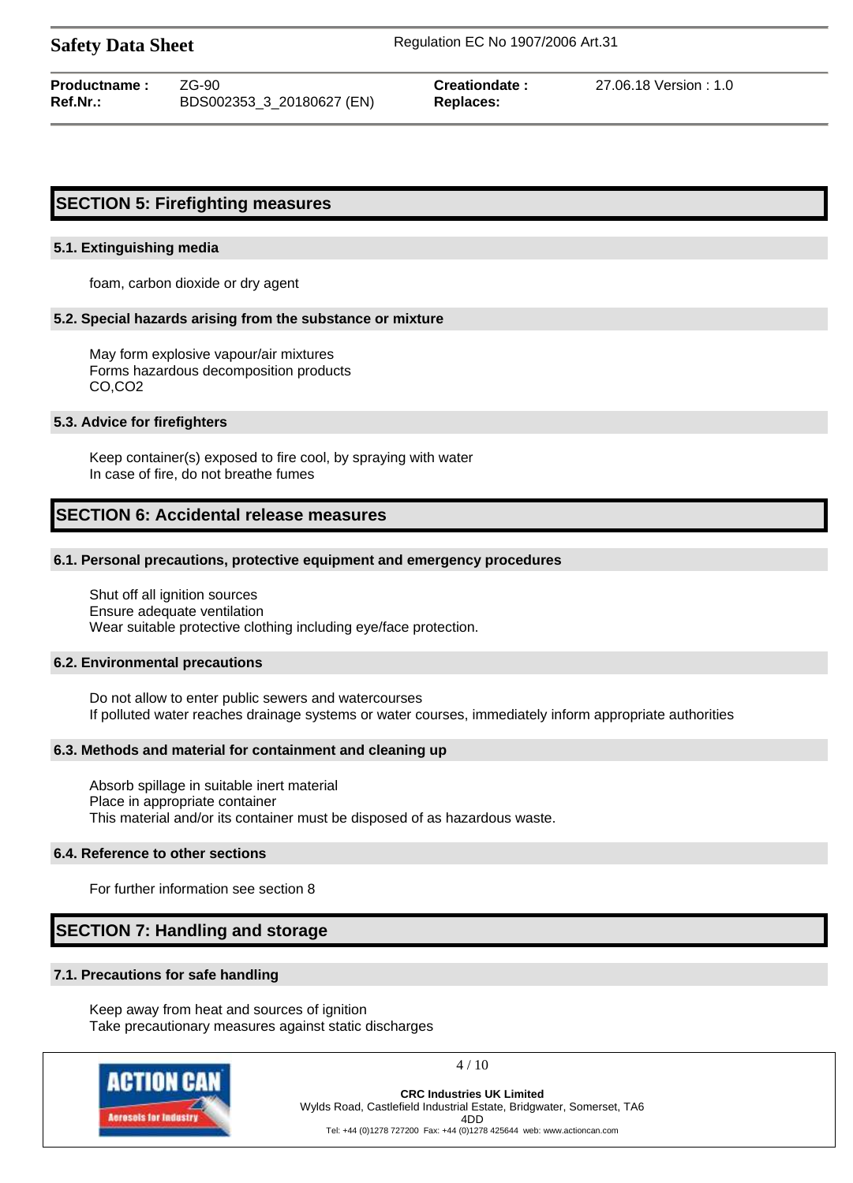## SECTION 5: Firefighting measures

### 5.1. Extinguishing media

foam, carbon dioxide or dry agent

### 5.2. Special hazards arising from the substance or mixture

May form explosive vapour/air mixtures
Forms hazardous decomposition products
CO,$CO_2$

### 5.3. Advice for firefighters

Keep container(s) exposed to fire cool, by spraying with water
In case of fire, do not breathe fumes

## SECTION 6: Accidental release measures

### 6.1. Personal precautions, protective equipment and emergency procedures

Shut off all ignition sources
Ensure adequate ventilation
Wear suitable protective clothing including eye/face protection.

### 6.2. Environmental precautions

Do not allow to enter public sewers and watercourses
If polluted water reaches drainage systems or water courses, immediately inform appropriate authorities

### 6.3. Methods and material for containment and cleaning up

Absorb spillage in suitable inert material
Place in appropriate container
This material and/or its container must be disposed of as hazardous waste.

### 6.4. Reference to other sections

For further information see section 8

## SECTION 7: Handling and storage

### 7.1. Precautions for safe handling

Keep away from heat and sources of ignition
Take precautionary measures against static discharges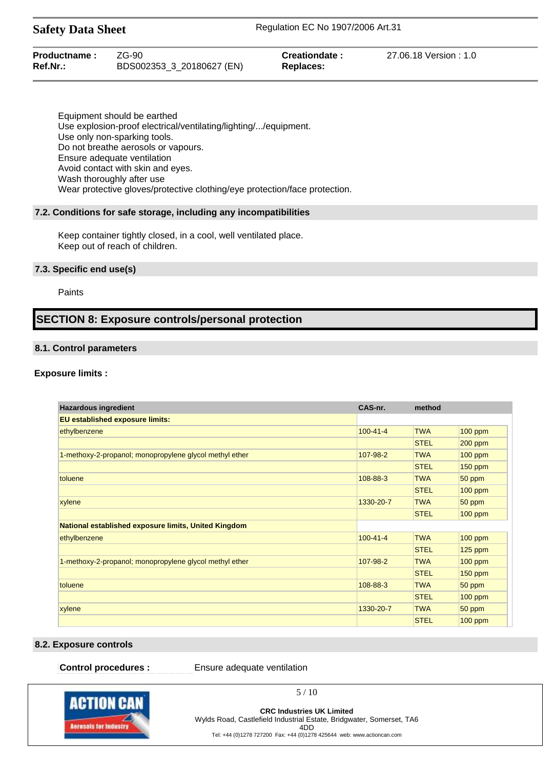Equipment should be earthed
Use explosion-proof electrical/ventilating/lighting/.../equipment.
Use only non-sparking tools.
Do not breathe aerosols or vapours.
Ensure adequate ventilation
Avoid contact with skin and eyes.
Wash thoroughly after use
Wear protective gloves/protective clothing/eye protection/face protection.

### 7.2. Conditions for safe storage, including any incompatibilities

Keep container tightly closed, in a cool, well ventilated place.
Keep out of reach of children.

### 7.3. Specific end use(s)

Paints

## SECTION 8: Exposure controls/personal protection

### 8.1. Control parameters

**Exposure limits :**

| Hazardous ingredient | CAS-nr. | method | |
|---|---|---|---|
| **EU established exposure limits:** | | | |
| ethylbenzene | 100-41-4 | TWA | 100 ppm |
| | | STEL | 200 ppm |
| 1-methoxy-2-propanol; monopropylene glycol methyl ether | 107-98-2 | TWA | 100 ppm |
| | | STEL | 150 ppm |
| toluene | 108-88-3 | TWA | 50 ppm |
| | | STEL | 100 ppm |
| xylene | 1330-20-7 | TWA | 50 ppm |
| | | STEL | 100 ppm |
| **National established exposure limits, United Kingdom** | | | |
| ethylbenzene | 100-41-4 | TWA | 100 ppm |
| | | STEL | 125 ppm |
| 1-methoxy-2-propanol; monopropylene glycol methyl ether | 107-98-2 | TWA | 100 ppm |
| | | STEL | 150 ppm |
| toluene | 108-88-3 | TWA | 50 ppm |
| | | STEL | 100 ppm |
| xylene | 1330-20-7 | TWA | 50 ppm |
| | | STEL | 100 ppm |

### 8.2. Exposure controls

**Control procedures :** Ensure adequate ventilation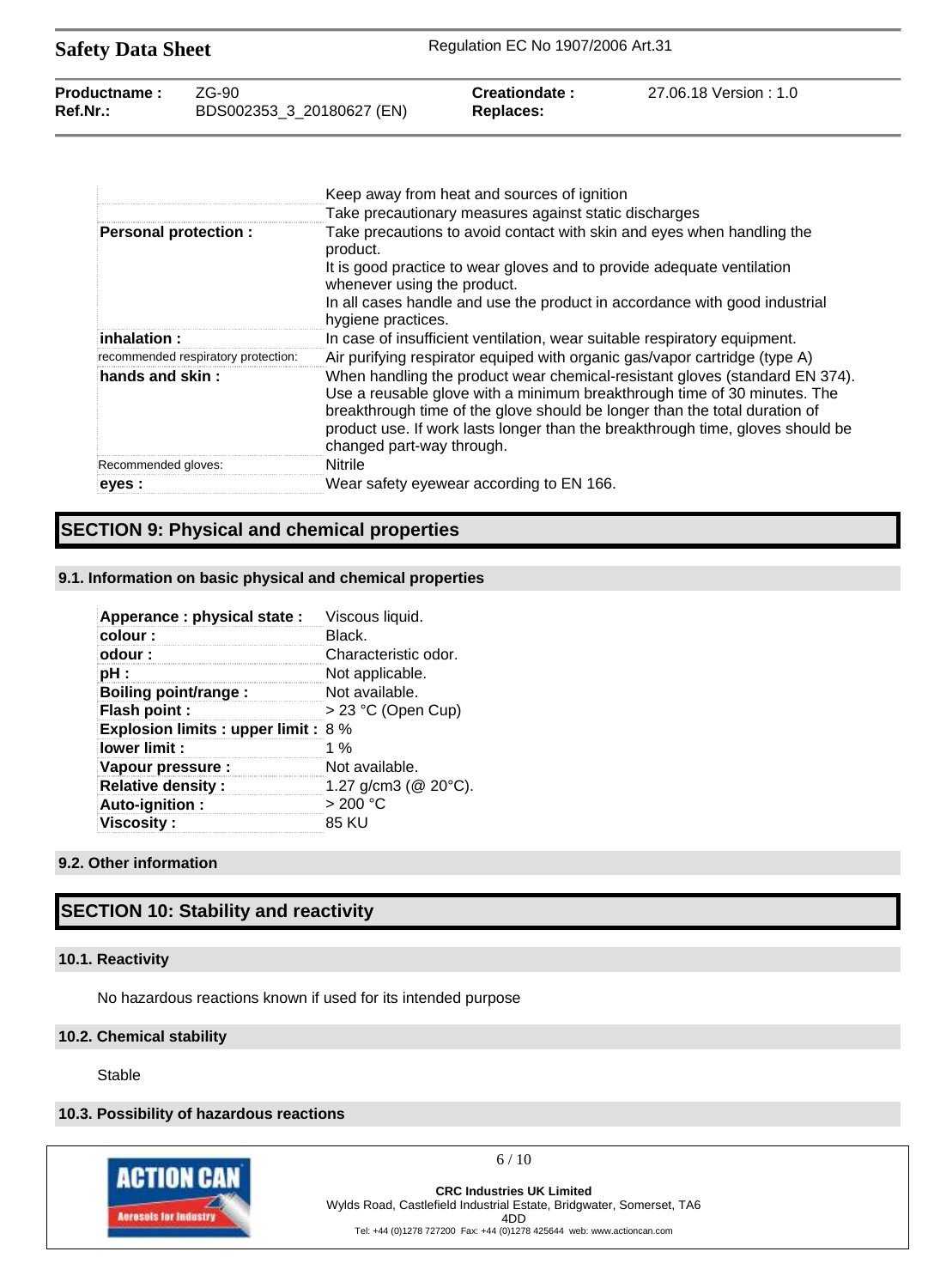| | |
|---|---|
| | Keep away from heat and sources of ignition |
| | Take precautionary measures against static discharges |
| **Personal protection :** | Take precautions to avoid contact with skin and eyes when handling the product.<br>It is good practice to wear gloves and to provide adequate ventilation whenever using the product.<br>In all cases handle and use the product in accordance with good industrial hygiene practices. |
| **inhalation :** | In case of insufficient ventilation, wear suitable respiratory equipment. |
| recommended respiratory protection: | Air purifying respirator equiped with organic gas/vapor cartridge (type A) |
| **hands and skin :** | When handling the product wear chemical-resistant gloves (standard EN 374). Use a reusable glove with a minimum breakthrough time of 30 minutes. The breakthrough time of the glove should be longer than the total duration of product use. If work lasts longer than the breakthrough time, gloves should be changed part-way through. |
| Recommended gloves: | Nitrile |
| **eyes :** | Wear safety eyewear according to EN 166. |

# SECTION 9: Physical and chemical properties

## 9.1. Information on basic physical and chemical properties

| | |
|---|---|
| **Apperance : physical state :** | Viscous liquid. |
| **colour :** | Black. |
| **odour :** | Characteristic odor. |
| **pH :** | Not applicable. |
| **Boiling point/range :** | Not available. |
| **Flash point :** | > 23 °C (Open Cup) |
| **Explosion limits : upper limit :** | 8 % |
| **lower limit :** | 1 % |
| **Vapour pressure :** | Not available. |
| **Relative density :** | 1.27 g/cm3 (@ 20°C). |
| **Auto-ignition :** | > 200 °C |
| **Viscosity :** | 85 KU |

## 9.2. Other information

# SECTION 10: Stability and reactivity

## 10.1. Reactivity

No hazardous reactions known if used for its intended purpose

## 10.2. Chemical stability

Stable

## 10.3. Possibility of hazardous reactions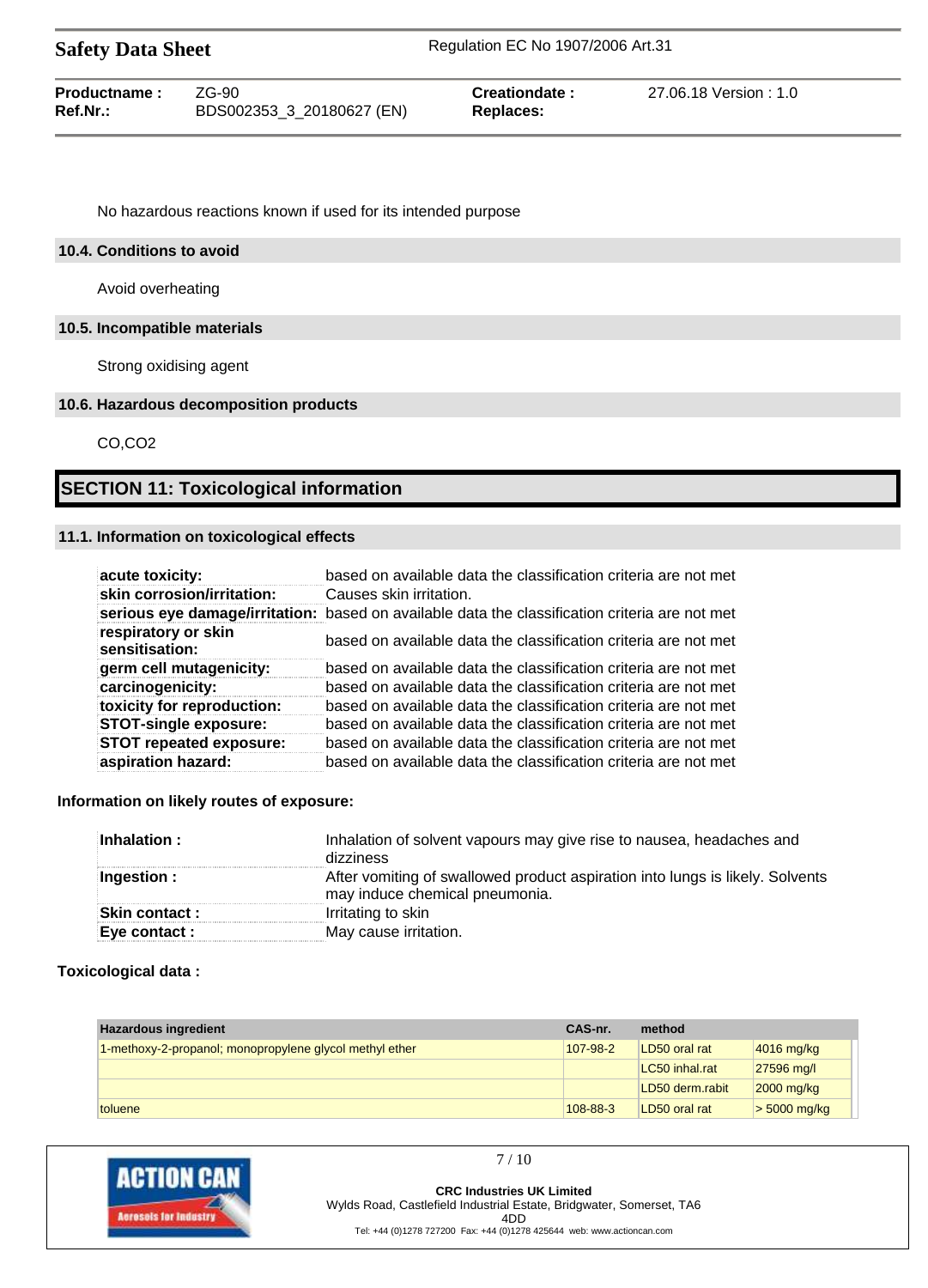No hazardous reactions known if used for its intended purpose

### 10.4. Conditions to avoid

Avoid overheating

### 10.5. Incompatible materials

Strong oxidising agent

### 10.6. Hazardous decomposition products

CO,CO2

## SECTION 11: Toxicological information

### 11.1. Information on toxicological effects

| | |
|---|---|
| **acute toxicity:** | based on available data the classification criteria are not met |
| **skin corrosion/irritation:** | Causes skin irritation. |
| **serious eye damage/irritation:** | based on available data the classification criteria are not met |
| **respiratory or skin sensitisation:** | based on available data the classification criteria are not met |
| **germ cell mutagenicity:** | based on available data the classification criteria are not met |
| **carcinogenicity:** | based on available data the classification criteria are not met |
| **toxicity for reproduction:** | based on available data the classification criteria are not met |
| **STOT-single exposure:** | based on available data the classification criteria are not met |
| **STOT repeated exposure:** | based on available data the classification criteria are not met |
| **aspiration hazard:** | based on available data the classification criteria are not met |

**Information on likely routes of exposure:**

| | |
|---|---|
| **Inhalation :** | Inhalation of solvent vapours may give rise to nausea, headaches and dizziness |
| **Ingestion :** | After vomiting of swallowed product aspiration into lungs is likely. Solvents may induce chemical pneumonia. |
| **Skin contact :** | Irritating to skin |
| **Eye contact :** | May cause irritation. |

**Toxicological data :**

| Hazardous ingredient | CAS-nr. | method | |
|---|---|---|---|
| 1-methoxy-2-propanol; monopropylene glycol methyl ether | 107-98-2 | LD50 oral rat | 4016 mg/kg |
| | | LC50 inhal.rat | 27596 mg/l |
| | | LD50 derm.rabit | 2000 mg/kg |
| toluene | 108-88-3 | LD50 oral rat | > 5000 mg/kg |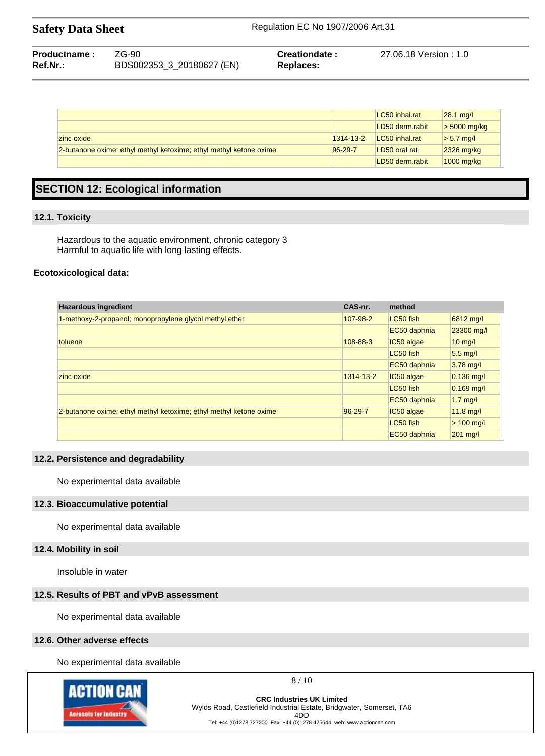| | | | |
|---|---|---|---|
| | | LC50 inhal.rat | 28.1 mg/l |
| | | LD50 derm.rabit | > 5000 mg/kg |
| zinc oxide | 1314-13-2 | LC50 inhal.rat | > 5.7 mg/l |
| 2-butanone oxime; ethyl methyl ketoxime; ethyl methyl ketone oxime | 96-29-7 | LD50 oral rat | 2326 mg/kg |
| | | LD50 derm.rabit | 1000 mg/kg |

# SECTION 12: Ecological information

## 12.1. Toxicity

Hazardous to the aquatic environment, chronic category 3
Harmful to aquatic life with long lasting effects.

**Ecotoxicological data:**

| Hazardous ingredient | CAS-nr. | method | |
|---|---|---|---|
| 1-methoxy-2-propanol; monopropylene glycol methyl ether | 107-98-2 | LC50 fish | 6812 mg/l |
| | | EC50 daphnia | 23300 mg/l |
| toluene | 108-88-3 | IC50 algae | 10 mg/l |
| | | LC50 fish | 5.5 mg/l |
| | | EC50 daphnia | 3.78 mg/l |
| zinc oxide | 1314-13-2 | IC50 algae | 0.136 mg/l |
| | | LC50 fish | 0.169 mg/l |
| | | EC50 daphnia | 1.7 mg/l |
| 2-butanone oxime; ethyl methyl ketoxime; ethyl methyl ketone oxime | 96-29-7 | IC50 algae | 11.8 mg/l |
| | | LC50 fish | > 100 mg/l |
| | | EC50 daphnia | 201 mg/l |

## 12.2. Persistence and degradability

No experimental data available

## 12.3. Bioaccumulative potential

No experimental data available

## 12.4. Mobility in soil

Insoluble in water

## 12.5. Results of PBT and vPvB assessment

No experimental data available

## 12.6. Other adverse effects

No experimental data available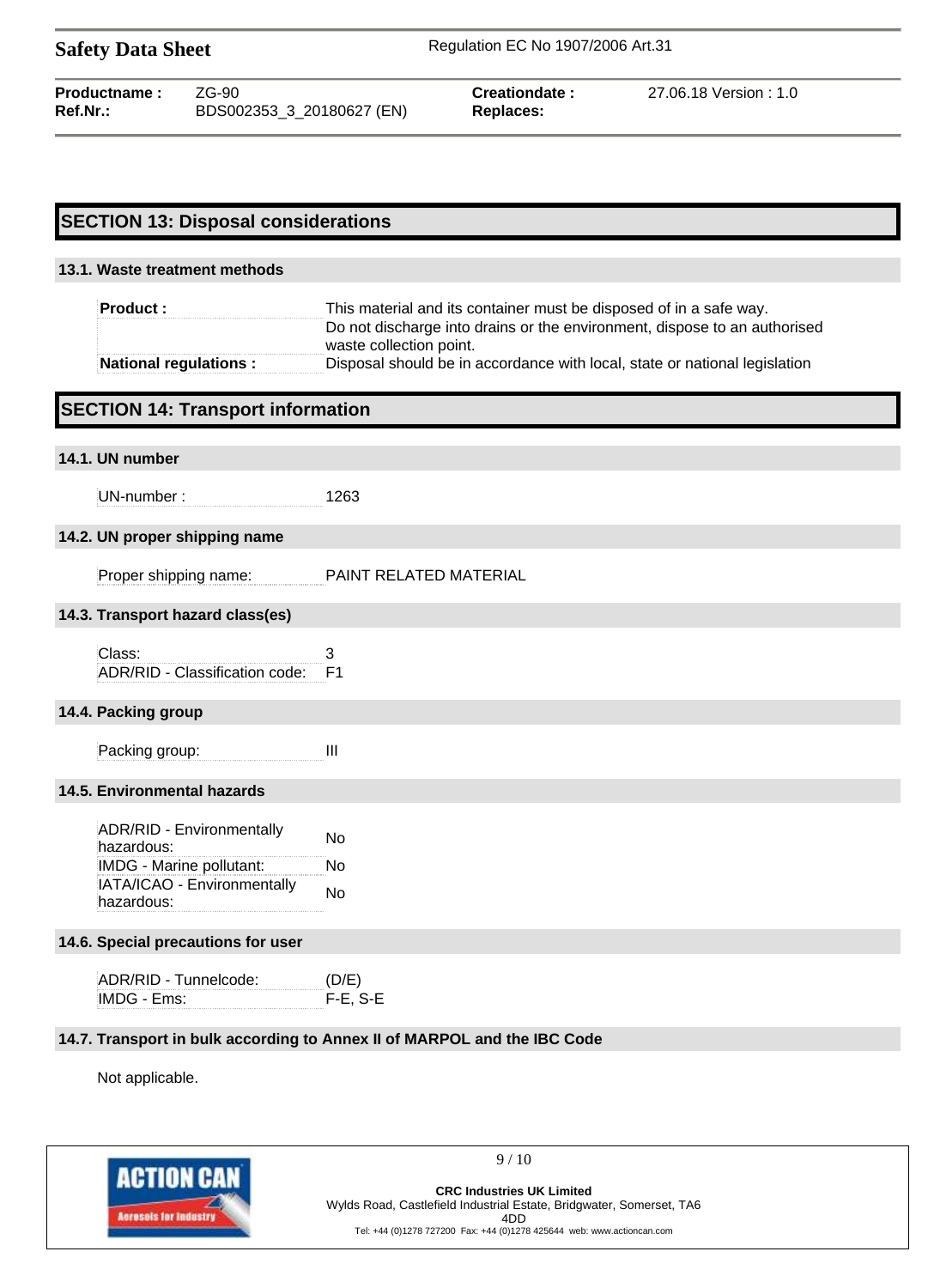## SECTION 13: Disposal considerations

### 13.1. Waste treatment methods

| | |
|---|---|
| **Product :** | This material and its container must be disposed of in a safe way. Do not discharge into drains or the environment, dispose to an authorised waste collection point. |
| **National regulations :** | Disposal should be in accordance with local, state or national legislation |

## SECTION 14: Transport information

### 14.1. UN number

| | |
|---|---|
| UN-number : | 1263 |

### 14.2. UN proper shipping name

| | |
|---|---|
| Proper shipping name: | PAINT RELATED MATERIAL |

### 14.3. Transport hazard class(es)

| | |
|---|---|
| Class: | 3 |
| ADR/RID - Classification code: | F1 |

### 14.4. Packing group

| | |
|---|---|
| Packing group: | III |

### 14.5. Environmental hazards

| | |
|---|---|
| ADR/RID - Environmentally hazardous: | No |
| IMDG - Marine pollutant: | No |
| IATA/ICAO - Environmentally hazardous: | No |

### 14.6. Special precautions for user

| | |
|---|---|
| ADR/RID - Tunnelcode: | (D/E) |
| IMDG - Ems: | F-E, S-E |

### 14.7. Transport in bulk according to Annex II of MARPOL and the IBC Code

Not applicable.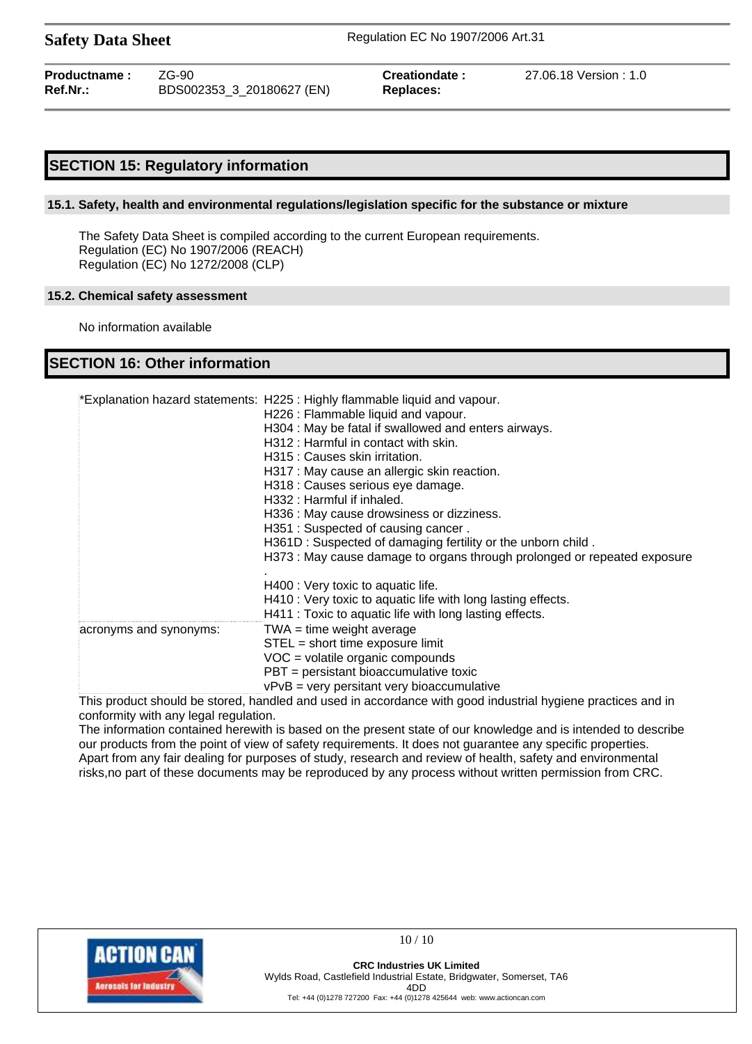## SECTION 15: Regulatory information

### 15.1. Safety, health and environmental regulations/legislation specific for the substance or mixture

The Safety Data Sheet is compiled according to the current European requirements.
Regulation (EC) No 1907/2006 (REACH)
Regulation (EC) No 1272/2008 (CLP)

### 15.2. Chemical safety assessment

No information available

## SECTION 16: Other information

| | |
|---|---|
| *Explanation hazard statements: | H225 : Highly flammable liquid and vapour.<br>H226 : Flammable liquid and vapour.<br>H304 : May be fatal if swallowed and enters airways.<br>H312 : Harmful in contact with skin.<br>H315 : Causes skin irritation.<br>H317 : May cause an allergic skin reaction.<br>H318 : Causes serious eye damage.<br>H332 : Harmful if inhaled.<br>H336 : May cause drowsiness or dizziness.<br>H351 : Suspected of causing cancer .<br>H361D : Suspected of damaging fertility or the unborn child .<br>H373 : May cause damage to organs through prolonged or repeated exposure .<br>H400 : Very toxic to aquatic life.<br>H410 : Very toxic to aquatic life with long lasting effects.<br>H411 : Toxic to aquatic life with long lasting effects. |
| acronyms and synonyms: | TWA = time weight average<br>STEL = short time exposure limit<br>VOC = volatile organic compounds<br>PBT = persistant bioaccumulative toxic<br>vPvB = very persitant very bioaccumulative |

This product should be stored, handled and used in accordance with good industrial hygiene practices and in conformity with any legal regulation.
The information contained herewith is based on the present state of our knowledge and is intended to describe our products from the point of view of safety requirements. It does not guarantee any specific properties.
Apart from any fair dealing for purposes of study, research and review of health, safety and environmental risks,no part of these documents may be reproduced by any process without written permission from CRC.